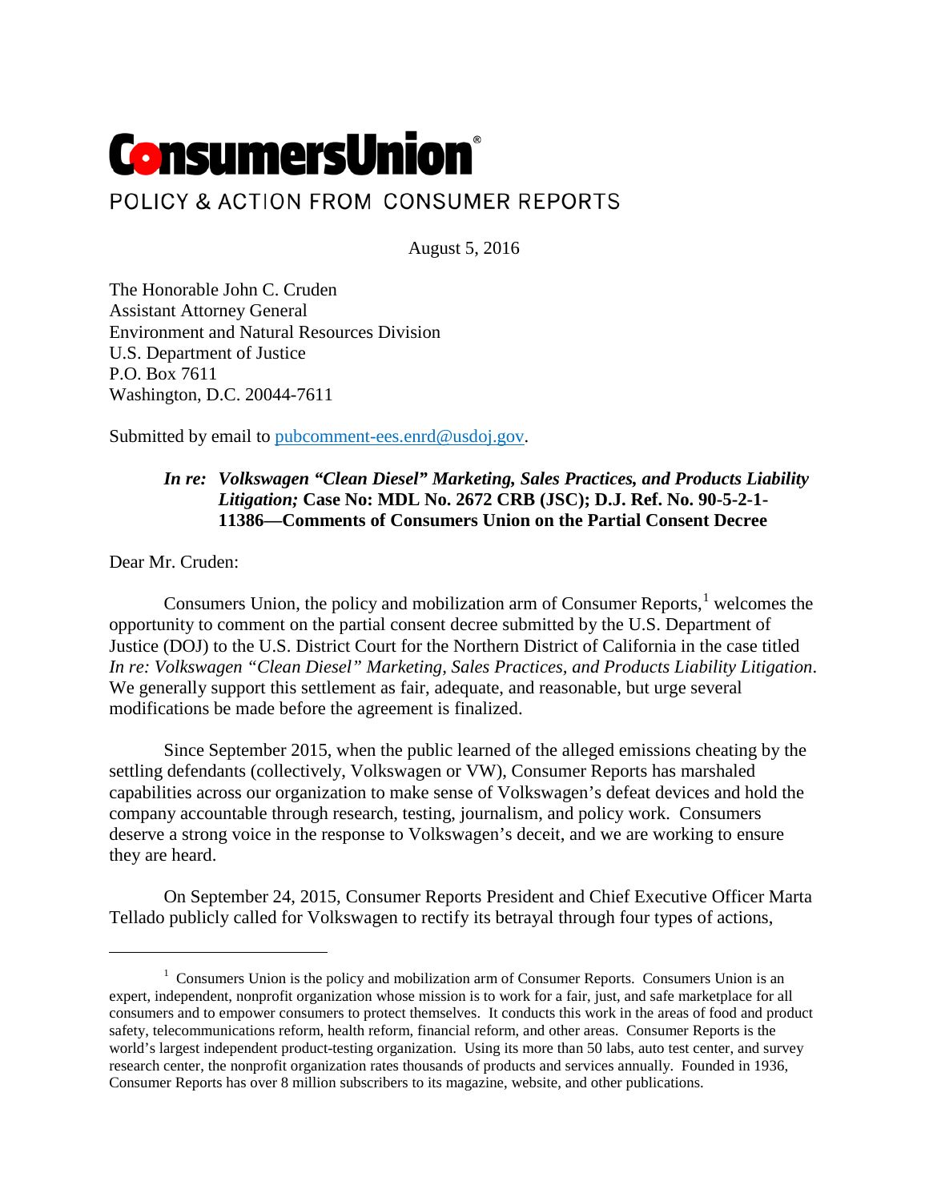# ConsumersUnion®

POLICY & ACTION FROM CONSUMER REPORTS

August 5, 2016

The Honorable John C. Cruden
Assistant Attorney General
Environment and Natural Resources Division
U.S. Department of Justice
P.O. Box 7611
Washington, D.C. 20044-7611

Submitted by email to pubcomment-ees.enrd@usdoj.gov.

> ***In re: Volkswagen "Clean Diesel" Marketing, Sales Practices, and Products Liability Litigation;*** **Case No: MDL No. 2672 CRB (JSC); D.J. Ref. No. 90-5-2-1-11386—Comments of Consumers Union on the Partial Consent Decree**

Dear Mr. Cruden:

Consumers Union, the policy and mobilization arm of Consumer Reports,[1] welcomes the opportunity to comment on the partial consent decree submitted by the U.S. Department of Justice (DOJ) to the U.S. District Court for the Northern District of California in the case titled *In re: Volkswagen "Clean Diesel" Marketing, Sales Practices, and Products Liability Litigation*. We generally support this settlement as fair, adequate, and reasonable, but urge several modifications be made before the agreement is finalized.

Since September 2015, when the public learned of the alleged emissions cheating by the settling defendants (collectively, Volkswagen or VW), Consumer Reports has marshaled capabilities across our organization to make sense of Volkswagen's defeat devices and hold the company accountable through research, testing, journalism, and policy work. Consumers deserve a strong voice in the response to Volkswagen's deceit, and we are working to ensure they are heard.

On September 24, 2015, Consumer Reports President and Chief Executive Officer Marta Tellado publicly called for Volkswagen to rectify its betrayal through four types of actions,

---

[1] Consumers Union is the policy and mobilization arm of Consumer Reports. Consumers Union is an expert, independent, nonprofit organization whose mission is to work for a fair, just, and safe marketplace for all consumers and to empower consumers to protect themselves. It conducts this work in the areas of food and product safety, telecommunications reform, health reform, financial reform, and other areas. Consumer Reports is the world's largest independent product-testing organization. Using its more than 50 labs, auto test center, and survey research center, the nonprofit organization rates thousands of products and services annually. Founded in 1936, Consumer Reports has over 8 million subscribers to its magazine, website, and other publications.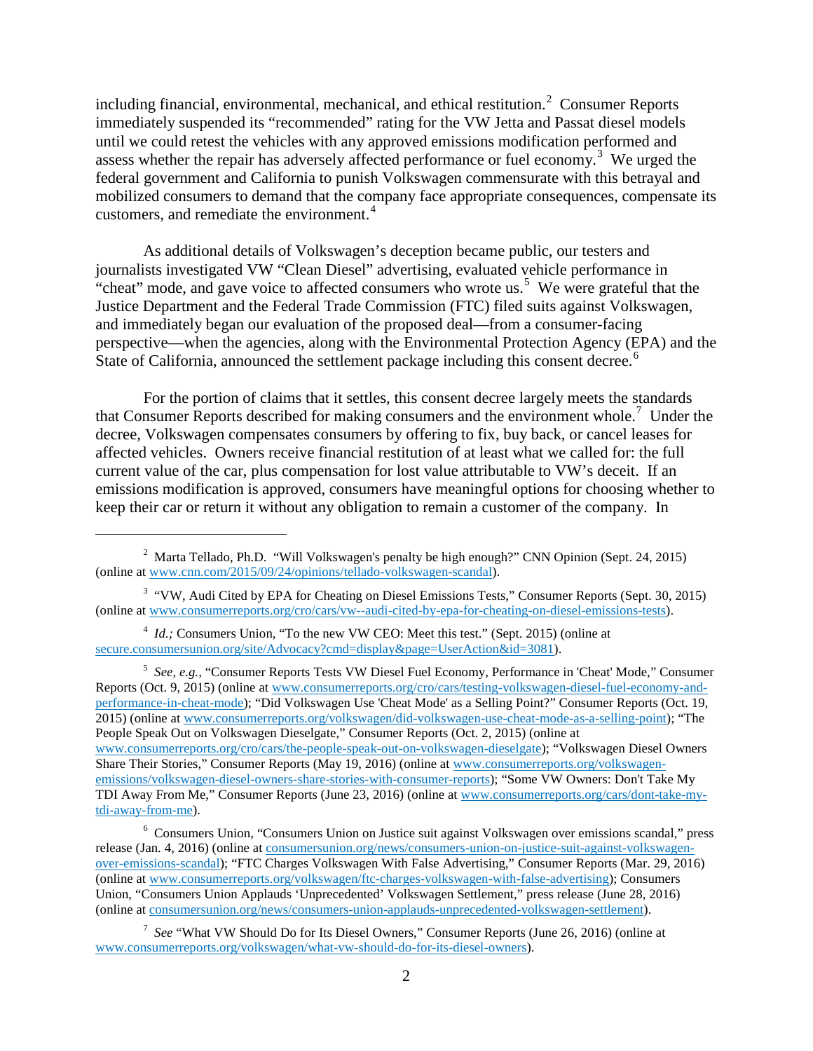including financial, environmental, mechanical, and ethical restitution.[2] Consumer Reports immediately suspended its "recommended" rating for the VW Jetta and Passat diesel models until we could retest the vehicles with any approved emissions modification performed and assess whether the repair has adversely affected performance or fuel economy.[3] We urged the federal government and California to punish Volkswagen commensurate with this betrayal and mobilized consumers to demand that the company face appropriate consequences, compensate its customers, and remediate the environment.[4]

As additional details of Volkswagen's deception became public, our testers and journalists investigated VW "Clean Diesel" advertising, evaluated vehicle performance in "cheat" mode, and gave voice to affected consumers who wrote us.[5] We were grateful that the Justice Department and the Federal Trade Commission (FTC) filed suits against Volkswagen, and immediately began our evaluation of the proposed deal—from a consumer-facing perspective—when the agencies, along with the Environmental Protection Agency (EPA) and the State of California, announced the settlement package including this consent decree.[6]

For the portion of claims that it settles, this consent decree largely meets the standards that Consumer Reports described for making consumers and the environment whole.[7] Under the decree, Volkswagen compensates consumers by offering to fix, buy back, or cancel leases for affected vehicles. Owners receive financial restitution of at least what we called for: the full current value of the car, plus compensation for lost value attributable to VW's deceit. If an emissions modification is approved, consumers have meaningful options for choosing whether to keep their car or return it without any obligation to remain a customer of the company. In

---

[2] Marta Tellado, Ph.D. "Will Volkswagen's penalty be high enough?" CNN Opinion (Sept. 24, 2015) (online at www.cnn.com/2015/09/24/opinions/tellado-volkswagen-scandal).

[3] "VW, Audi Cited by EPA for Cheating on Diesel Emissions Tests," Consumer Reports (Sept. 30, 2015) (online at www.consumerreports.org/cro/cars/vw--audi-cited-by-epa-for-cheating-on-diesel-emissions-tests).

[4] *Id.;* Consumers Union, "To the new VW CEO: Meet this test." (Sept. 2015) (online at secure.consumersunion.org/site/Advocacy?cmd=display&page=UserAction&id=3081).

[5] *See, e.g.*, "Consumer Reports Tests VW Diesel Fuel Economy, Performance in 'Cheat' Mode," Consumer Reports (Oct. 9, 2015) (online at www.consumerreports.org/cro/cars/testing-volkswagen-diesel-fuel-economy-and-performance-in-cheat-mode); "Did Volkswagen Use 'Cheat Mode' as a Selling Point?" Consumer Reports (Oct. 19, 2015) (online at www.consumerreports.org/volkswagen/did-volkswagen-use-cheat-mode-as-a-selling-point); "The People Speak Out on Volkswagen Dieselgate," Consumer Reports (Oct. 2, 2015) (online at www.consumerreports.org/cro/cars/the-people-speak-out-on-volkswagen-dieselgate); "Volkswagen Diesel Owners Share Their Stories," Consumer Reports (May 19, 2016) (online at www.consumerreports.org/volkswagen-emissions/volkswagen-diesel-owners-share-stories-with-consumer-reports); "Some VW Owners: Don't Take My TDI Away From Me," Consumer Reports (June 23, 2016) (online at www.consumerreports.org/cars/dont-take-my-tdi-away-from-me).

[6] Consumers Union, "Consumers Union on Justice suit against Volkswagen over emissions scandal," press release (Jan. 4, 2016) (online at consumersunion.org/news/consumers-union-on-justice-suit-against-volkswagen-over-emissions-scandal); "FTC Charges Volkswagen With False Advertising," Consumer Reports (Mar. 29, 2016) (online at www.consumerreports.org/volkswagen/ftc-charges-volkswagen-with-false-advertising); Consumers Union, "Consumers Union Applauds 'Unprecedented' Volkswagen Settlement," press release (June 28, 2016) (online at consumersunion.org/news/consumers-union-applauds-unprecedented-volkswagen-settlement).

[7] *See* "What VW Should Do for Its Diesel Owners," Consumer Reports (June 26, 2016) (online at www.consumerreports.org/volkswagen/what-vw-should-do-for-its-diesel-owners).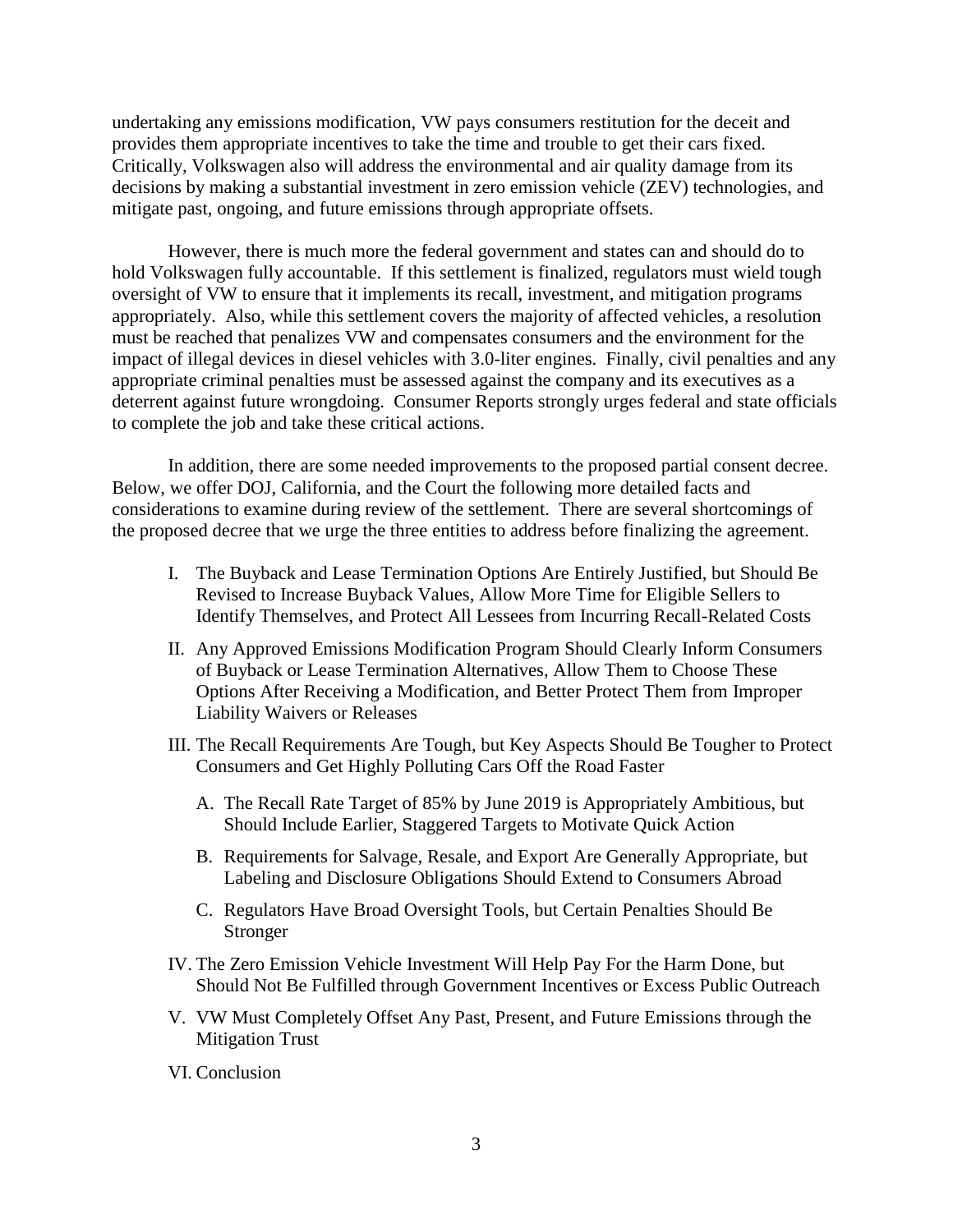undertaking any emissions modification, VW pays consumers restitution for the deceit and provides them appropriate incentives to take the time and trouble to get their cars fixed. Critically, Volkswagen also will address the environmental and air quality damage from its decisions by making a substantial investment in zero emission vehicle (ZEV) technologies, and mitigate past, ongoing, and future emissions through appropriate offsets.

However, there is much more the federal government and states can and should do to hold Volkswagen fully accountable. If this settlement is finalized, regulators must wield tough oversight of VW to ensure that it implements its recall, investment, and mitigation programs appropriately. Also, while this settlement covers the majority of affected vehicles, a resolution must be reached that penalizes VW and compensates consumers and the environment for the impact of illegal devices in diesel vehicles with 3.0-liter engines. Finally, civil penalties and any appropriate criminal penalties must be assessed against the company and its executives as a deterrent against future wrongdoing. Consumer Reports strongly urges federal and state officials to complete the job and take these critical actions.

In addition, there are some needed improvements to the proposed partial consent decree. Below, we offer DOJ, California, and the Court the following more detailed facts and considerations to examine during review of the settlement. There are several shortcomings of the proposed decree that we urge the three entities to address before finalizing the agreement.

I. The Buyback and Lease Termination Options Are Entirely Justified, but Should Be Revised to Increase Buyback Values, Allow More Time for Eligible Sellers to Identify Themselves, and Protect All Lessees from Incurring Recall-Related Costs

II. Any Approved Emissions Modification Program Should Clearly Inform Consumers of Buyback or Lease Termination Alternatives, Allow Them to Choose These Options After Receiving a Modification, and Better Protect Them from Improper Liability Waivers or Releases

III. The Recall Requirements Are Tough, but Key Aspects Should Be Tougher to Protect Consumers and Get Highly Polluting Cars Off the Road Faster

   A. The Recall Rate Target of 85% by June 2019 is Appropriately Ambitious, but Should Include Earlier, Staggered Targets to Motivate Quick Action

   B. Requirements for Salvage, Resale, and Export Are Generally Appropriate, but Labeling and Disclosure Obligations Should Extend to Consumers Abroad

   C. Regulators Have Broad Oversight Tools, but Certain Penalties Should Be Stronger

IV. The Zero Emission Vehicle Investment Will Help Pay For the Harm Done, but Should Not Be Fulfilled through Government Incentives or Excess Public Outreach

V. VW Must Completely Offset Any Past, Present, and Future Emissions through the Mitigation Trust

VI. Conclusion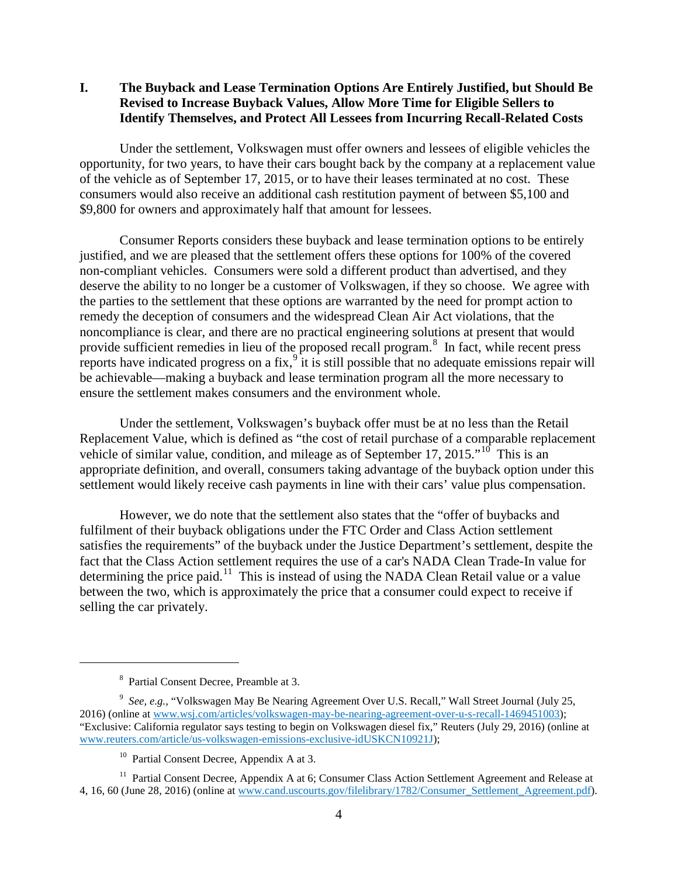## I. The Buyback and Lease Termination Options Are Entirely Justified, but Should Be Revised to Increase Buyback Values, Allow More Time for Eligible Sellers to Identify Themselves, and Protect All Lessees from Incurring Recall-Related Costs

Under the settlement, Volkswagen must offer owners and lessees of eligible vehicles the opportunity, for two years, to have their cars bought back by the company at a replacement value of the vehicle as of September 17, 2015, or to have their leases terminated at no cost. These consumers would also receive an additional cash restitution payment of between $5,100 and $9,800 for owners and approximately half that amount for lessees.

Consumer Reports considers these buyback and lease termination options to be entirely justified, and we are pleased that the settlement offers these options for 100% of the covered non-compliant vehicles. Consumers were sold a different product than advertised, and they deserve the ability to no longer be a customer of Volkswagen, if they so choose. We agree with the parties to the settlement that these options are warranted by the need for prompt action to remedy the deception of consumers and the widespread Clean Air Act violations, that the noncompliance is clear, and there are no practical engineering solutions at present that would provide sufficient remedies in lieu of the proposed recall program.[8] In fact, while recent press reports have indicated progress on a fix,[9] it is still possible that no adequate emissions repair will be achievable—making a buyback and lease termination program all the more necessary to ensure the settlement makes consumers and the environment whole.

Under the settlement, Volkswagen's buyback offer must be at no less than the Retail Replacement Value, which is defined as "the cost of retail purchase of a comparable replacement vehicle of similar value, condition, and mileage as of September 17, 2015."[10] This is an appropriate definition, and overall, consumers taking advantage of the buyback option under this settlement would likely receive cash payments in line with their cars' value plus compensation.

However, we do note that the settlement also states that the "offer of buybacks and fulfilment of their buyback obligations under the FTC Order and Class Action settlement satisfies the requirements" of the buyback under the Justice Department's settlement, despite the fact that the Class Action settlement requires the use of a car's NADA Clean Trade-In value for determining the price paid.[11] This is instead of using the NADA Clean Retail value or a value between the two, which is approximately the price that a consumer could expect to receive if selling the car privately.

---

[8] Partial Consent Decree, Preamble at 3.

[9] *See, e.g.,* "Volkswagen May Be Nearing Agreement Over U.S. Recall," Wall Street Journal (July 25, 2016) (online at www.wsj.com/articles/volkswagen-may-be-nearing-agreement-over-u-s-recall-1469451003); "Exclusive: California regulator says testing to begin on Volkswagen diesel fix," Reuters (July 29, 2016) (online at www.reuters.com/article/us-volkswagen-emissions-exclusive-idUSKCN10921J);

[10] Partial Consent Decree, Appendix A at 3.

[11] Partial Consent Decree, Appendix A at 6; Consumer Class Action Settlement Agreement and Release at 4, 16, 60 (June 28, 2016) (online at www.cand.uscourts.gov/filelibrary/1782/Consumer_Settlement_Agreement.pdf).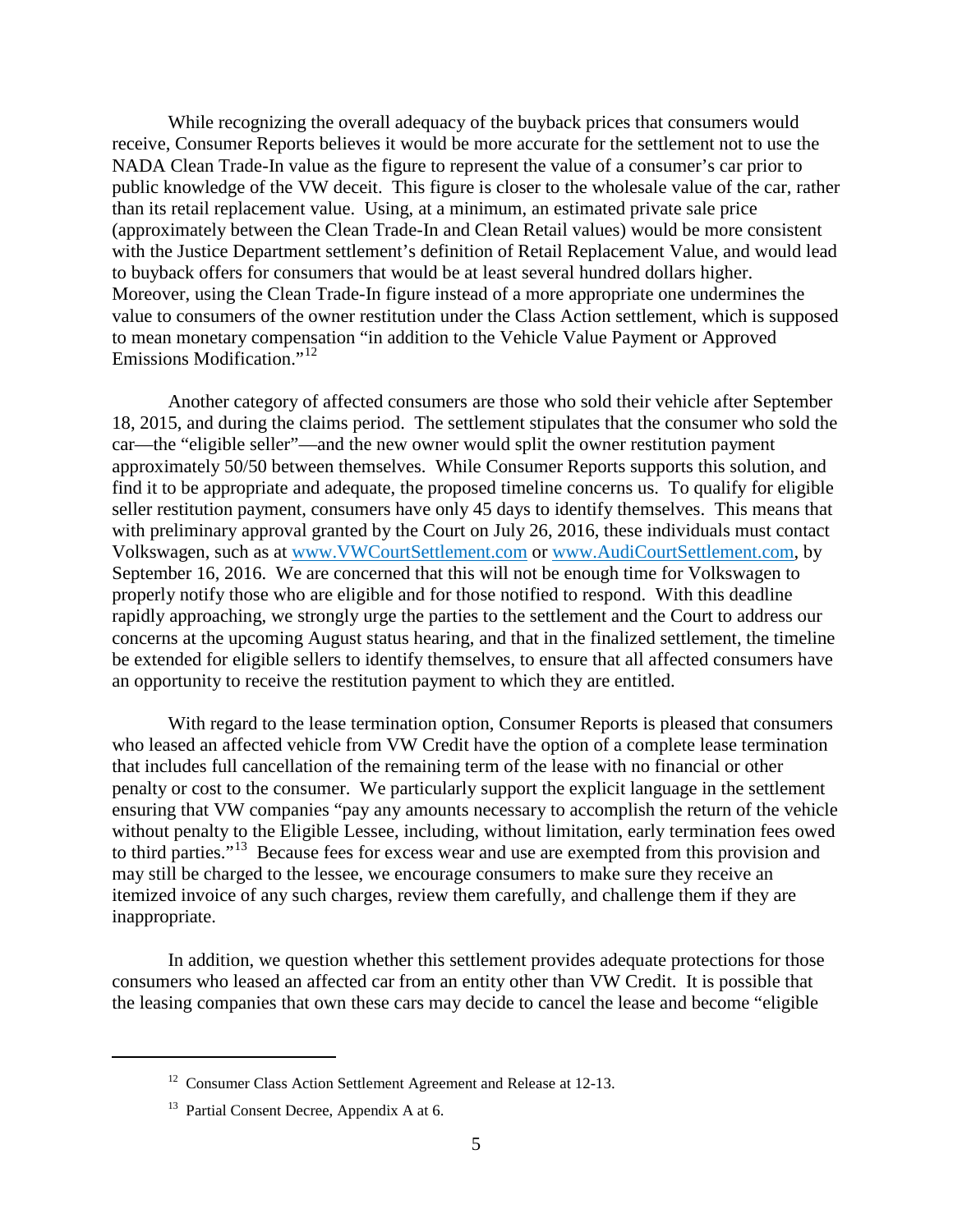While recognizing the overall adequacy of the buyback prices that consumers would receive, Consumer Reports believes it would be more accurate for the settlement not to use the NADA Clean Trade-In value as the figure to represent the value of a consumer's car prior to public knowledge of the VW deceit. This figure is closer to the wholesale value of the car, rather than its retail replacement value. Using, at a minimum, an estimated private sale price (approximately between the Clean Trade-In and Clean Retail values) would be more consistent with the Justice Department settlement's definition of Retail Replacement Value, and would lead to buyback offers for consumers that would be at least several hundred dollars higher. Moreover, using the Clean Trade-In figure instead of a more appropriate one undermines the value to consumers of the owner restitution under the Class Action settlement, which is supposed to mean monetary compensation "in addition to the Vehicle Value Payment or Approved Emissions Modification."[12]

Another category of affected consumers are those who sold their vehicle after September 18, 2015, and during the claims period. The settlement stipulates that the consumer who sold the car—the "eligible seller"—and the new owner would split the owner restitution payment approximately 50/50 between themselves. While Consumer Reports supports this solution, and find it to be appropriate and adequate, the proposed timeline concerns us. To qualify for eligible seller restitution payment, consumers have only 45 days to identify themselves. This means that with preliminary approval granted by the Court on July 26, 2016, these individuals must contact Volkswagen, such as at www.VWCourtSettlement.com or www.AudiCourtSettlement.com, by September 16, 2016. We are concerned that this will not be enough time for Volkswagen to properly notify those who are eligible and for those notified to respond. With this deadline rapidly approaching, we strongly urge the parties to the settlement and the Court to address our concerns at the upcoming August status hearing, and that in the finalized settlement, the timeline be extended for eligible sellers to identify themselves, to ensure that all affected consumers have an opportunity to receive the restitution payment to which they are entitled.

With regard to the lease termination option, Consumer Reports is pleased that consumers who leased an affected vehicle from VW Credit have the option of a complete lease termination that includes full cancellation of the remaining term of the lease with no financial or other penalty or cost to the consumer. We particularly support the explicit language in the settlement ensuring that VW companies "pay any amounts necessary to accomplish the return of the vehicle without penalty to the Eligible Lessee, including, without limitation, early termination fees owed to third parties."[13] Because fees for excess wear and use are exempted from this provision and may still be charged to the lessee, we encourage consumers to make sure they receive an itemized invoice of any such charges, review them carefully, and challenge them if they are inappropriate.

In addition, we question whether this settlement provides adequate protections for those consumers who leased an affected car from an entity other than VW Credit. It is possible that the leasing companies that own these cars may decide to cancel the lease and become "eligible

---

[12] Consumer Class Action Settlement Agreement and Release at 12-13.

[13] Partial Consent Decree, Appendix A at 6.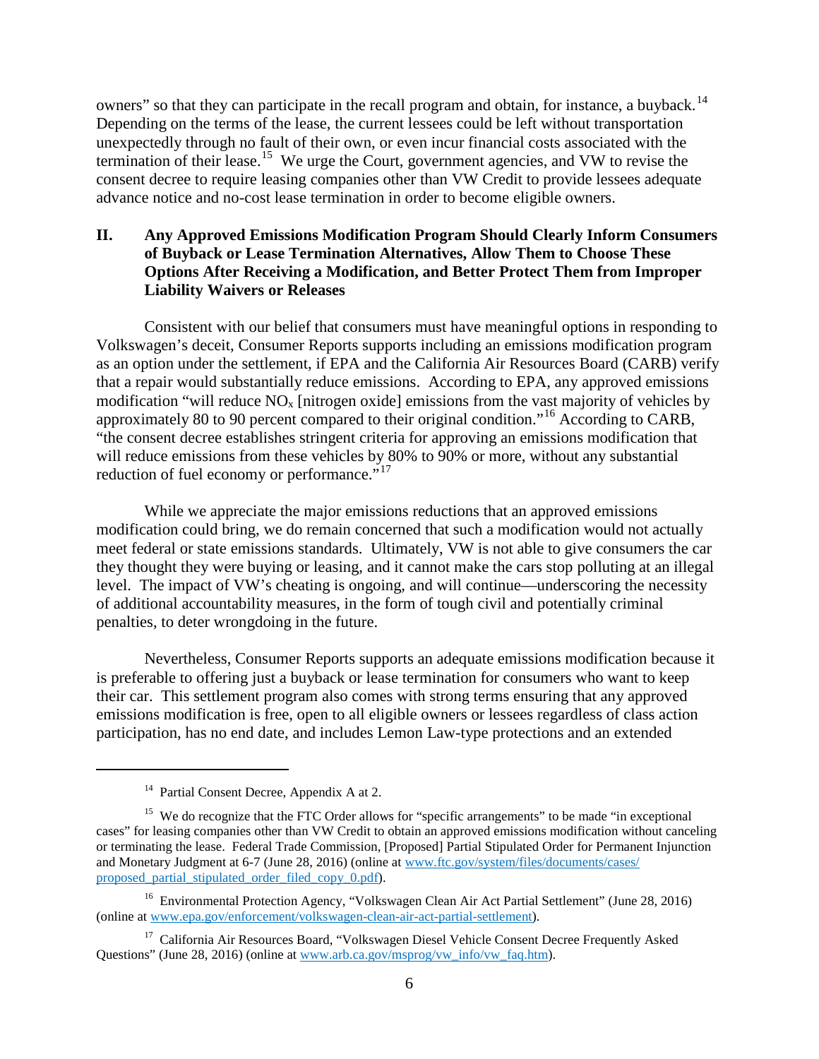owners" so that they can participate in the recall program and obtain, for instance, a buyback.[14] Depending on the terms of the lease, the current lessees could be left without transportation unexpectedly through no fault of their own, or even incur financial costs associated with the termination of their lease.[15] We urge the Court, government agencies, and VW to revise the consent decree to require leasing companies other than VW Credit to provide lessees adequate advance notice and no-cost lease termination in order to become eligible owners.

## II. Any Approved Emissions Modification Program Should Clearly Inform Consumers of Buyback or Lease Termination Alternatives, Allow Them to Choose These Options After Receiving a Modification, and Better Protect Them from Improper Liability Waivers or Releases

Consistent with our belief that consumers must have meaningful options in responding to Volkswagen's deceit, Consumer Reports supports including an emissions modification program as an option under the settlement, if EPA and the California Air Resources Board (CARB) verify that a repair would substantially reduce emissions. According to EPA, any approved emissions modification "will reduce $NO_x$ [nitrogen oxide] emissions from the vast majority of vehicles by approximately 80 to 90 percent compared to their original condition."[16] According to CARB, "the consent decree establishes stringent criteria for approving an emissions modification that will reduce emissions from these vehicles by 80% to 90% or more, without any substantial reduction of fuel economy or performance."[17]

While we appreciate the major emissions reductions that an approved emissions modification could bring, we do remain concerned that such a modification would not actually meet federal or state emissions standards. Ultimately, VW is not able to give consumers the car they thought they were buying or leasing, and it cannot make the cars stop polluting at an illegal level. The impact of VW's cheating is ongoing, and will continue—underscoring the necessity of additional accountability measures, in the form of tough civil and potentially criminal penalties, to deter wrongdoing in the future.

Nevertheless, Consumer Reports supports an adequate emissions modification because it is preferable to offering just a buyback or lease termination for consumers who want to keep their car. This settlement program also comes with strong terms ensuring that any approved emissions modification is free, open to all eligible owners or lessees regardless of class action participation, has no end date, and includes Lemon Law-type protections and an extended

---

[14] Partial Consent Decree, Appendix A at 2.

[15] We do recognize that the FTC Order allows for "specific arrangements" to be made "in exceptional cases" for leasing companies other than VW Credit to obtain an approved emissions modification without canceling or terminating the lease. Federal Trade Commission, [Proposed] Partial Stipulated Order for Permanent Injunction and Monetary Judgment at 6-7 (June 28, 2016) (online at [www.ftc.gov/system/files/documents/cases/proposed_partial_stipulated_order_filed_copy_0.pdf](www.ftc.gov/system/files/documents/cases/proposed_partial_stipulated_order_filed_copy_0.pdf)).

[16] Environmental Protection Agency, "Volkswagen Clean Air Act Partial Settlement" (June 28, 2016) (online at [www.epa.gov/enforcement/volkswagen-clean-air-act-partial-settlement](www.epa.gov/enforcement/volkswagen-clean-air-act-partial-settlement)).

[17] California Air Resources Board, "Volkswagen Diesel Vehicle Consent Decree Frequently Asked Questions" (June 28, 2016) (online at [www.arb.ca.gov/msprog/vw_info/vw_faq.htm](www.arb.ca.gov/msprog/vw_info/vw_faq.htm)).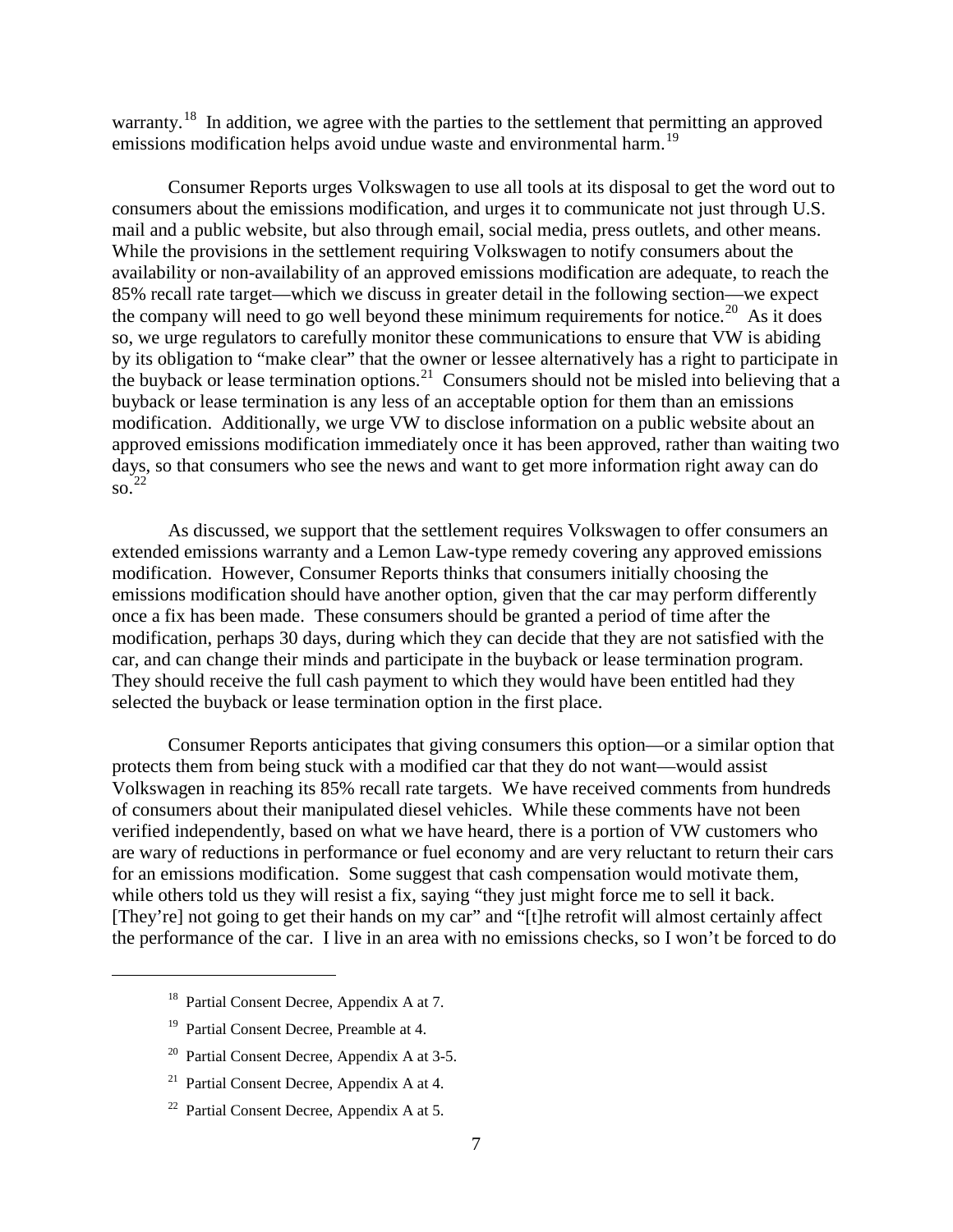warranty.[18] In addition, we agree with the parties to the settlement that permitting an approved emissions modification helps avoid undue waste and environmental harm.[19]

Consumer Reports urges Volkswagen to use all tools at its disposal to get the word out to consumers about the emissions modification, and urges it to communicate not just through U.S. mail and a public website, but also through email, social media, press outlets, and other means. While the provisions in the settlement requiring Volkswagen to notify consumers about the availability or non-availability of an approved emissions modification are adequate, to reach the 85% recall rate target—which we discuss in greater detail in the following section—we expect the company will need to go well beyond these minimum requirements for notice.[20] As it does so, we urge regulators to carefully monitor these communications to ensure that VW is abiding by its obligation to "make clear" that the owner or lessee alternatively has a right to participate in the buyback or lease termination options.[21] Consumers should not be misled into believing that a buyback or lease termination is any less of an acceptable option for them than an emissions modification. Additionally, we urge VW to disclose information on a public website about an approved emissions modification immediately once it has been approved, rather than waiting two days, so that consumers who see the news and want to get more information right away can do so.[22]

As discussed, we support that the settlement requires Volkswagen to offer consumers an extended emissions warranty and a Lemon Law-type remedy covering any approved emissions modification. However, Consumer Reports thinks that consumers initially choosing the emissions modification should have another option, given that the car may perform differently once a fix has been made. These consumers should be granted a period of time after the modification, perhaps 30 days, during which they can decide that they are not satisfied with the car, and can change their minds and participate in the buyback or lease termination program. They should receive the full cash payment to which they would have been entitled had they selected the buyback or lease termination option in the first place.

Consumer Reports anticipates that giving consumers this option—or a similar option that protects them from being stuck with a modified car that they do not want—would assist Volkswagen in reaching its 85% recall rate targets. We have received comments from hundreds of consumers about their manipulated diesel vehicles. While these comments have not been verified independently, based on what we have heard, there is a portion of VW customers who are wary of reductions in performance or fuel economy and are very reluctant to return their cars for an emissions modification. Some suggest that cash compensation would motivate them, while others told us they will resist a fix, saying "they just might force me to sell it back. [They're] not going to get their hands on my car" and "[t]he retrofit will almost certainly affect the performance of the car. I live in an area with no emissions checks, so I won't be forced to do

---

[18] Partial Consent Decree, Appendix A at 7.

[19] Partial Consent Decree, Preamble at 4.

[20] Partial Consent Decree, Appendix A at 3-5.

[21] Partial Consent Decree, Appendix A at 4.

[22] Partial Consent Decree, Appendix A at 5.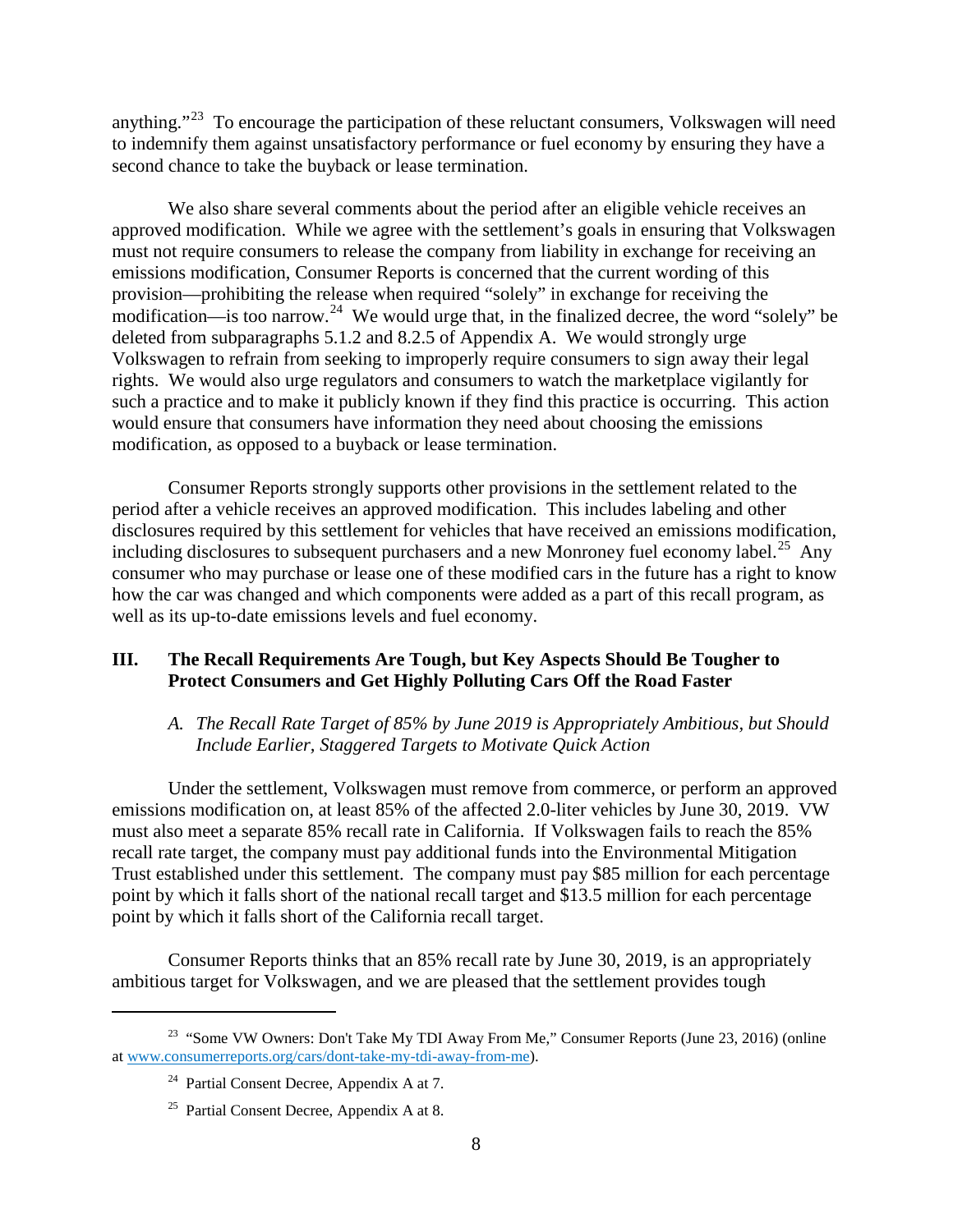anything."[23] To encourage the participation of these reluctant consumers, Volkswagen will need to indemnify them against unsatisfactory performance or fuel economy by ensuring they have a second chance to take the buyback or lease termination.

We also share several comments about the period after an eligible vehicle receives an approved modification. While we agree with the settlement's goals in ensuring that Volkswagen must not require consumers to release the company from liability in exchange for receiving an emissions modification, Consumer Reports is concerned that the current wording of this provision—prohibiting the release when required "solely" in exchange for receiving the modification—is too narrow.[24] We would urge that, in the finalized decree, the word "solely" be deleted from subparagraphs 5.1.2 and 8.2.5 of Appendix A. We would strongly urge Volkswagen to refrain from seeking to improperly require consumers to sign away their legal rights. We would also urge regulators and consumers to watch the marketplace vigilantly for such a practice and to make it publicly known if they find this practice is occurring. This action would ensure that consumers have information they need about choosing the emissions modification, as opposed to a buyback or lease termination.

Consumer Reports strongly supports other provisions in the settlement related to the period after a vehicle receives an approved modification. This includes labeling and other disclosures required by this settlement for vehicles that have received an emissions modification, including disclosures to subsequent purchasers and a new Monroney fuel economy label.[25] Any consumer who may purchase or lease one of these modified cars in the future has a right to know how the car was changed and which components were added as a part of this recall program, as well as its up-to-date emissions levels and fuel economy.

## III. The Recall Requirements Are Tough, but Key Aspects Should Be Tougher to Protect Consumers and Get Highly Polluting Cars Off the Road Faster

### *A. The Recall Rate Target of 85% by June 2019 is Appropriately Ambitious, but Should Include Earlier, Staggered Targets to Motivate Quick Action*

Under the settlement, Volkswagen must remove from commerce, or perform an approved emissions modification on, at least 85% of the affected 2.0-liter vehicles by June 30, 2019. VW must also meet a separate 85% recall rate in California. If Volkswagen fails to reach the 85% recall rate target, the company must pay additional funds into the Environmental Mitigation Trust established under this settlement. The company must pay $85 million for each percentage point by which it falls short of the national recall target and $13.5 million for each percentage point by which it falls short of the California recall target.

Consumer Reports thinks that an 85% recall rate by June 30, 2019, is an appropriately ambitious target for Volkswagen, and we are pleased that the settlement provides tough

---

[23] "Some VW Owners: Don't Take My TDI Away From Me," Consumer Reports (June 23, 2016) (online at www.consumerreports.org/cars/dont-take-my-tdi-away-from-me).

[24] Partial Consent Decree, Appendix A at 7.

[25] Partial Consent Decree, Appendix A at 8.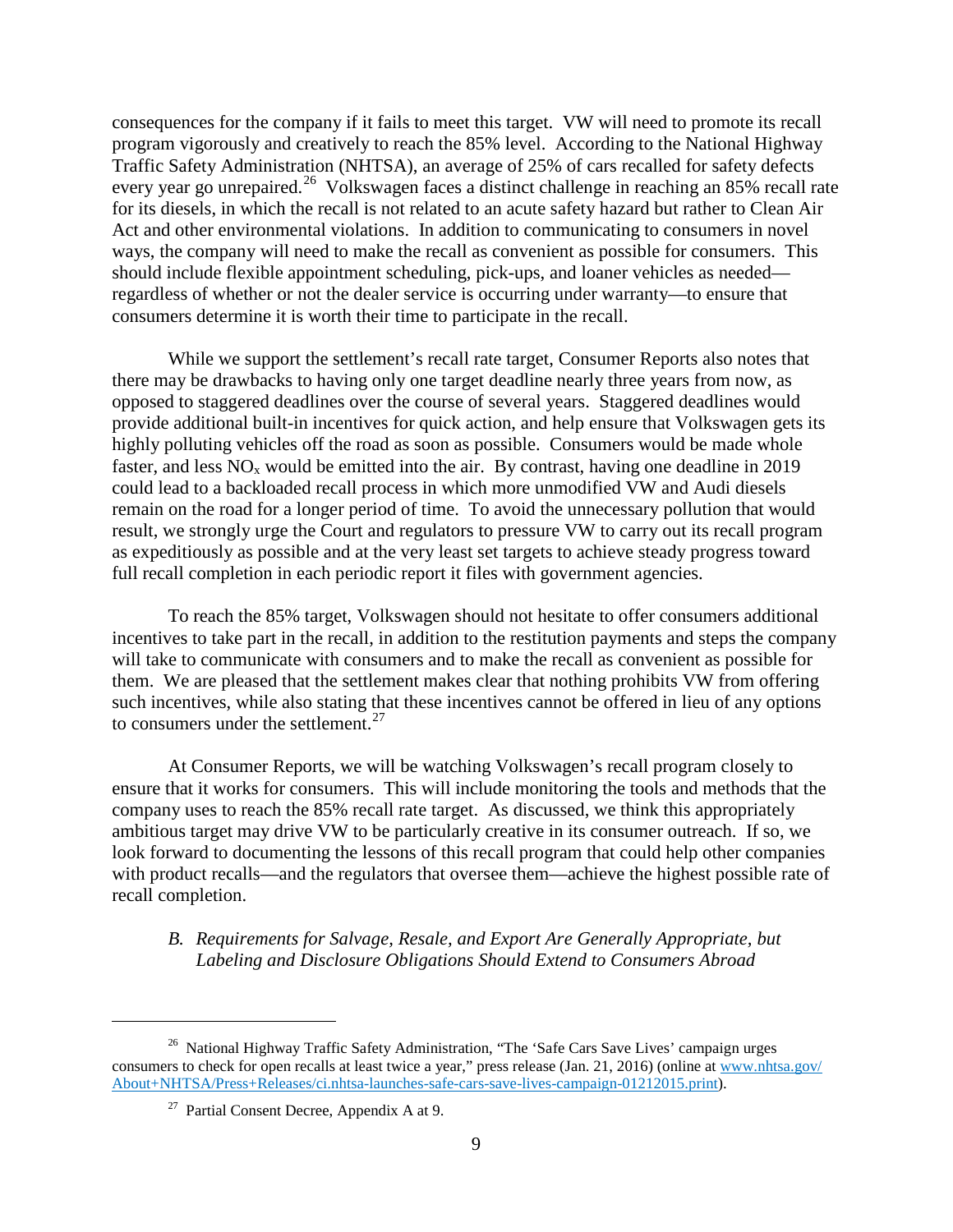consequences for the company if it fails to meet this target. VW will need to promote its recall program vigorously and creatively to reach the 85% level. According to the National Highway Traffic Safety Administration (NHTSA), an average of 25% of cars recalled for safety defects every year go unrepaired.[26] Volkswagen faces a distinct challenge in reaching an 85% recall rate for its diesels, in which the recall is not related to an acute safety hazard but rather to Clean Air Act and other environmental violations. In addition to communicating to consumers in novel ways, the company will need to make the recall as convenient as possible for consumers. This should include flexible appointment scheduling, pick-ups, and loaner vehicles as needed—regardless of whether or not the dealer service is occurring under warranty—to ensure that consumers determine it is worth their time to participate in the recall.

While we support the settlement's recall rate target, Consumer Reports also notes that there may be drawbacks to having only one target deadline nearly three years from now, as opposed to staggered deadlines over the course of several years. Staggered deadlines would provide additional built-in incentives for quick action, and help ensure that Volkswagen gets its highly polluting vehicles off the road as soon as possible. Consumers would be made whole faster, and less $NO_x$ would be emitted into the air. By contrast, having one deadline in 2019 could lead to a backloaded recall process in which more unmodified VW and Audi diesels remain on the road for a longer period of time. To avoid the unnecessary pollution that would result, we strongly urge the Court and regulators to pressure VW to carry out its recall program as expeditiously as possible and at the very least set targets to achieve steady progress toward full recall completion in each periodic report it files with government agencies.

To reach the 85% target, Volkswagen should not hesitate to offer consumers additional incentives to take part in the recall, in addition to the restitution payments and steps the company will take to communicate with consumers and to make the recall as convenient as possible for them. We are pleased that the settlement makes clear that nothing prohibits VW from offering such incentives, while also stating that these incentives cannot be offered in lieu of any options to consumers under the settlement.[27]

At Consumer Reports, we will be watching Volkswagen's recall program closely to ensure that it works for consumers. This will include monitoring the tools and methods that the company uses to reach the 85% recall rate target. As discussed, we think this appropriately ambitious target may drive VW to be particularly creative in its consumer outreach. If so, we look forward to documenting the lessons of this recall program that could help other companies with product recalls—and the regulators that oversee them—achieve the highest possible rate of recall completion.

### *B. Requirements for Salvage, Resale, and Export Are Generally Appropriate, but Labeling and Disclosure Obligations Should Extend to Consumers Abroad*

---

[26] National Highway Traffic Safety Administration, "The 'Safe Cars Save Lives' campaign urges consumers to check for open recalls at least twice a year," press release (Jan. 21, 2016) (online at www.nhtsa.gov/About+NHTSA/Press+Releases/ci.nhtsa-launches-safe-cars-save-lives-campaign-01212015.print).

[27] Partial Consent Decree, Appendix A at 9.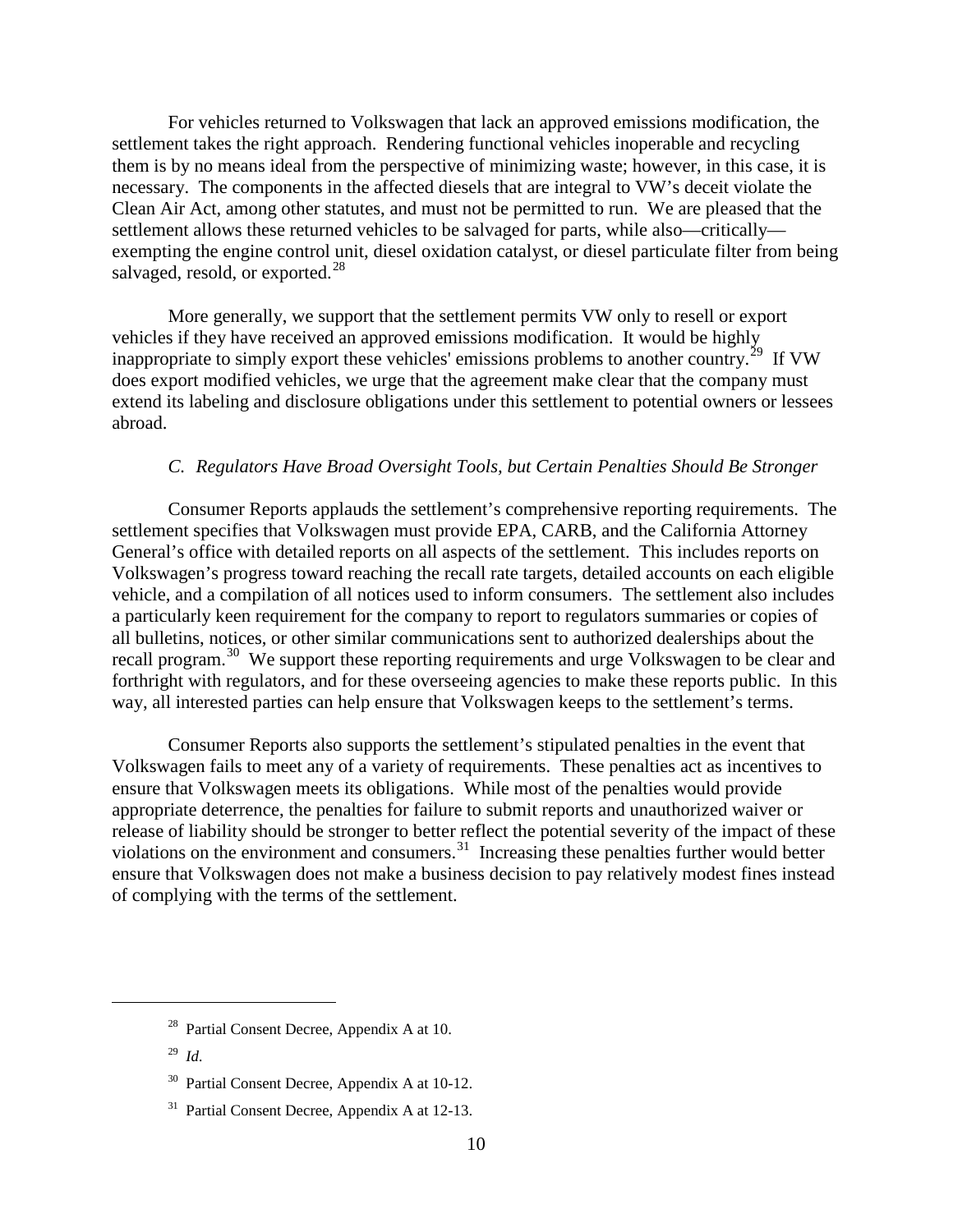For vehicles returned to Volkswagen that lack an approved emissions modification, the settlement takes the right approach. Rendering functional vehicles inoperable and recycling them is by no means ideal from the perspective of minimizing waste; however, in this case, it is necessary. The components in the affected diesels that are integral to VW's deceit violate the Clean Air Act, among other statutes, and must not be permitted to run. We are pleased that the settlement allows these returned vehicles to be salvaged for parts, while also—critically—exempting the engine control unit, diesel oxidation catalyst, or diesel particulate filter from being salvaged, resold, or exported.[28]

More generally, we support that the settlement permits VW only to resell or export vehicles if they have received an approved emissions modification. It would be highly inappropriate to simply export these vehicles' emissions problems to another country.[29] If VW does export modified vehicles, we urge that the agreement make clear that the company must extend its labeling and disclosure obligations under this settlement to potential owners or lessees abroad.

### *C. Regulators Have Broad Oversight Tools, but Certain Penalties Should Be Stronger*

Consumer Reports applauds the settlement's comprehensive reporting requirements. The settlement specifies that Volkswagen must provide EPA, CARB, and the California Attorney General's office with detailed reports on all aspects of the settlement. This includes reports on Volkswagen's progress toward reaching the recall rate targets, detailed accounts on each eligible vehicle, and a compilation of all notices used to inform consumers. The settlement also includes a particularly keen requirement for the company to report to regulators summaries or copies of all bulletins, notices, or other similar communications sent to authorized dealerships about the recall program.[30] We support these reporting requirements and urge Volkswagen to be clear and forthright with regulators, and for these overseeing agencies to make these reports public. In this way, all interested parties can help ensure that Volkswagen keeps to the settlement's terms.

Consumer Reports also supports the settlement's stipulated penalties in the event that Volkswagen fails to meet any of a variety of requirements. These penalties act as incentives to ensure that Volkswagen meets its obligations. While most of the penalties would provide appropriate deterrence, the penalties for failure to submit reports and unauthorized waiver or release of liability should be stronger to better reflect the potential severity of the impact of these violations on the environment and consumers.[31] Increasing these penalties further would better ensure that Volkswagen does not make a business decision to pay relatively modest fines instead of complying with the terms of the settlement.

---

[28] Partial Consent Decree, Appendix A at 10.

[29] *Id.*

[30] Partial Consent Decree, Appendix A at 10-12.

[31] Partial Consent Decree, Appendix A at 12-13.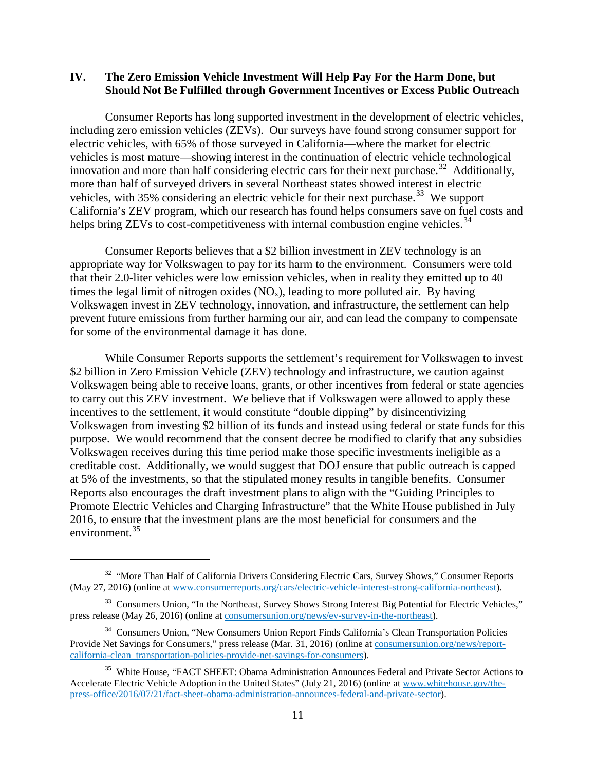## IV. The Zero Emission Vehicle Investment Will Help Pay For the Harm Done, but Should Not Be Fulfilled through Government Incentives or Excess Public Outreach

Consumer Reports has long supported investment in the development of electric vehicles, including zero emission vehicles (ZEVs). Our surveys have found strong consumer support for electric vehicles, with 65% of those surveyed in California—where the market for electric vehicles is most mature—showing interest in the continuation of electric vehicle technological innovation and more than half considering electric cars for their next purchase.[32] Additionally, more than half of surveyed drivers in several Northeast states showed interest in electric vehicles, with 35% considering an electric vehicle for their next purchase.[33] We support California's ZEV program, which our research has found helps consumers save on fuel costs and helps bring ZEVs to cost-competitiveness with internal combustion engine vehicles.[34]

Consumer Reports believes that a $2 billion investment in ZEV technology is an appropriate way for Volkswagen to pay for its harm to the environment. Consumers were told that their 2.0-liter vehicles were low emission vehicles, when in reality they emitted up to 40 times the legal limit of nitrogen oxides ($NO_x$), leading to more polluted air. By having Volkswagen invest in ZEV technology, innovation, and infrastructure, the settlement can help prevent future emissions from further harming our air, and can lead the company to compensate for some of the environmental damage it has done.

While Consumer Reports supports the settlement's requirement for Volkswagen to invest $2 billion in Zero Emission Vehicle (ZEV) technology and infrastructure, we caution against Volkswagen being able to receive loans, grants, or other incentives from federal or state agencies to carry out this ZEV investment. We believe that if Volkswagen were allowed to apply these incentives to the settlement, it would constitute "double dipping" by disincentivizing Volkswagen from investing $2 billion of its funds and instead using federal or state funds for this purpose. We would recommend that the consent decree be modified to clarify that any subsidies Volkswagen receives during this time period make those specific investments ineligible as a creditable cost. Additionally, we would suggest that DOJ ensure that public outreach is capped at 5% of the investments, so that the stipulated money results in tangible benefits. Consumer Reports also encourages the draft investment plans to align with the "Guiding Principles to Promote Electric Vehicles and Charging Infrastructure" that the White House published in July 2016, to ensure that the investment plans are the most beneficial for consumers and the environment.[35]

---

[32] "More Than Half of California Drivers Considering Electric Cars, Survey Shows," Consumer Reports (May 27, 2016) (online at www.consumerreports.org/cars/electric-vehicle-interest-strong-california-northeast).

[33] Consumers Union, "In the Northeast, Survey Shows Strong Interest Big Potential for Electric Vehicles," press release (May 26, 2016) (online at consumersunion.org/news/ev-survey-in-the-northeast).

[34] Consumers Union, "New Consumers Union Report Finds California's Clean Transportation Policies Provide Net Savings for Consumers," press release (Mar. 31, 2016) (online at consumersunion.org/news/report-california-clean_transportation-policies-provide-net-savings-for-consumers).

[35] White House, "FACT SHEET: Obama Administration Announces Federal and Private Sector Actions to Accelerate Electric Vehicle Adoption in the United States" (July 21, 2016) (online at www.whitehouse.gov/the-press-office/2016/07/21/fact-sheet-obama-administration-announces-federal-and-private-sector).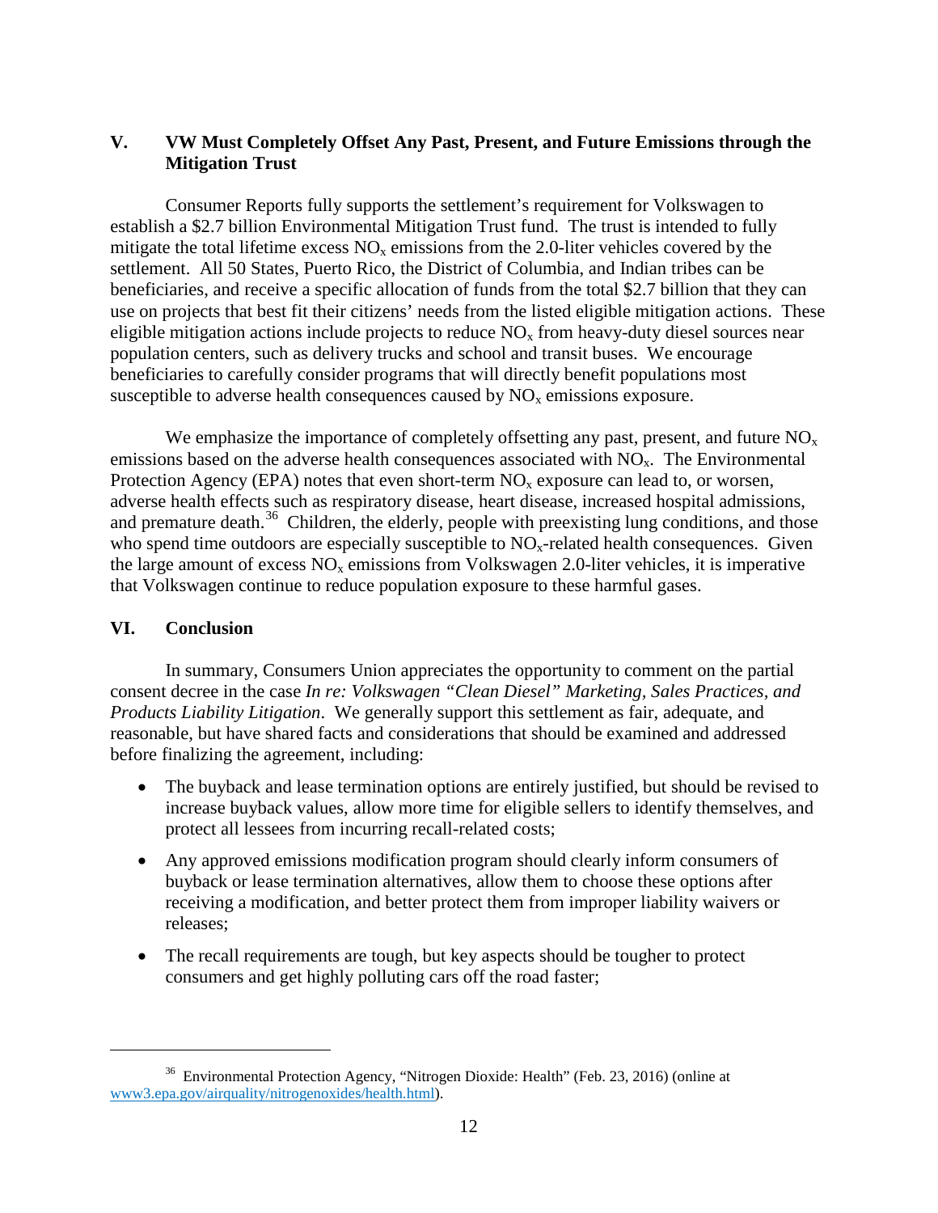## V. VW Must Completely Offset Any Past, Present, and Future Emissions through the Mitigation Trust

Consumer Reports fully supports the settlement's requirement for Volkswagen to establish a $2.7 billion Environmental Mitigation Trust fund. The trust is intended to fully mitigate the total lifetime excess $NO_x$ emissions from the 2.0-liter vehicles covered by the settlement. All 50 States, Puerto Rico, the District of Columbia, and Indian tribes can be beneficiaries, and receive a specific allocation of funds from the total $2.7 billion that they can use on projects that best fit their citizens' needs from the listed eligible mitigation actions. These eligible mitigation actions include projects to reduce $NO_x$ from heavy-duty diesel sources near population centers, such as delivery trucks and school and transit buses. We encourage beneficiaries to carefully consider programs that will directly benefit populations most susceptible to adverse health consequences caused by $NO_x$ emissions exposure.

We emphasize the importance of completely offsetting any past, present, and future $NO_x$ emissions based on the adverse health consequences associated with $NO_x$. The Environmental Protection Agency (EPA) notes that even short-term $NO_x$ exposure can lead to, or worsen, adverse health effects such as respiratory disease, heart disease, increased hospital admissions, and premature death.[36] Children, the elderly, people with preexisting lung conditions, and those who spend time outdoors are especially susceptible to $NO_x$-related health consequences. Given the large amount of excess $NO_x$ emissions from Volkswagen 2.0-liter vehicles, it is imperative that Volkswagen continue to reduce population exposure to these harmful gases.

## VI. Conclusion

In summary, Consumers Union appreciates the opportunity to comment on the partial consent decree in the case *In re: Volkswagen "Clean Diesel" Marketing, Sales Practices, and Products Liability Litigation*. We generally support this settlement as fair, adequate, and reasonable, but have shared facts and considerations that should be examined and addressed before finalizing the agreement, including:

- The buyback and lease termination options are entirely justified, but should be revised to increase buyback values, allow more time for eligible sellers to identify themselves, and protect all lessees from incurring recall-related costs;
- Any approved emissions modification program should clearly inform consumers of buyback or lease termination alternatives, allow them to choose these options after receiving a modification, and better protect them from improper liability waivers or releases;
- The recall requirements are tough, but key aspects should be tougher to protect consumers and get highly polluting cars off the road faster;

---

[36] Environmental Protection Agency, "Nitrogen Dioxide: Health" (Feb. 23, 2016) (online at www3.epa.gov/airquality/nitrogenoxides/health.html).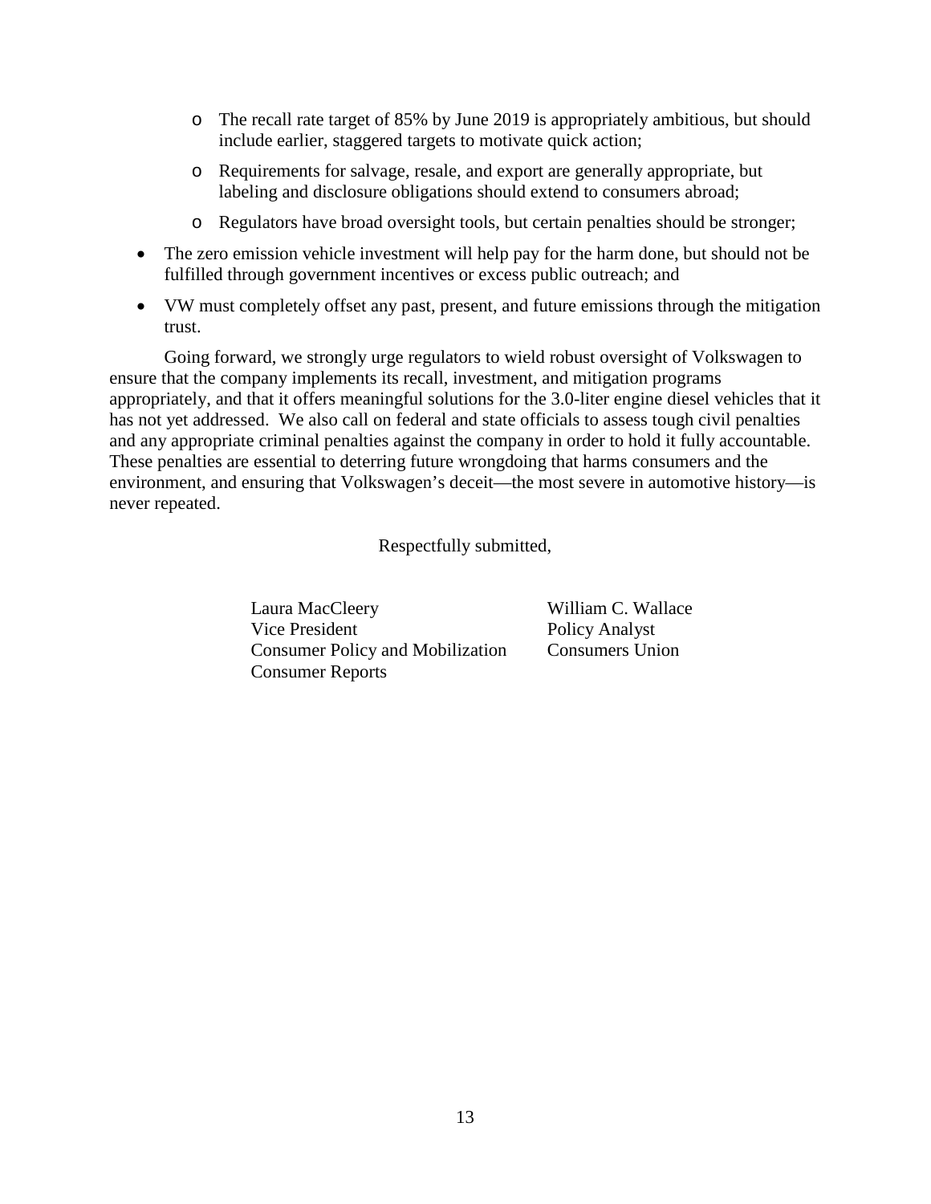- The recall rate target of 85% by June 2019 is appropriately ambitious, but should include earlier, staggered targets to motivate quick action;
    - Requirements for salvage, resale, and export are generally appropriate, but labeling and disclosure obligations should extend to consumers abroad;
    - Regulators have broad oversight tools, but certain penalties should be stronger;
- The zero emission vehicle investment will help pay for the harm done, but should not be fulfilled through government incentives or excess public outreach; and
- VW must completely offset any past, present, and future emissions through the mitigation trust.

Going forward, we strongly urge regulators to wield robust oversight of Volkswagen to ensure that the company implements its recall, investment, and mitigation programs appropriately, and that it offers meaningful solutions for the 3.0-liter engine diesel vehicles that it has not yet addressed. We also call on federal and state officials to assess tough civil penalties and any appropriate criminal penalties against the company in order to hold it fully accountable. These penalties are essential to deterring future wrongdoing that harms consumers and the environment, and ensuring that Volkswagen's deceit—the most severe in automotive history—is never repeated.

Respectfully submitted,

Laura MacCleery
Vice President
Consumer Policy and Mobilization
Consumer Reports

William C. Wallace
Policy Analyst
Consumers Union